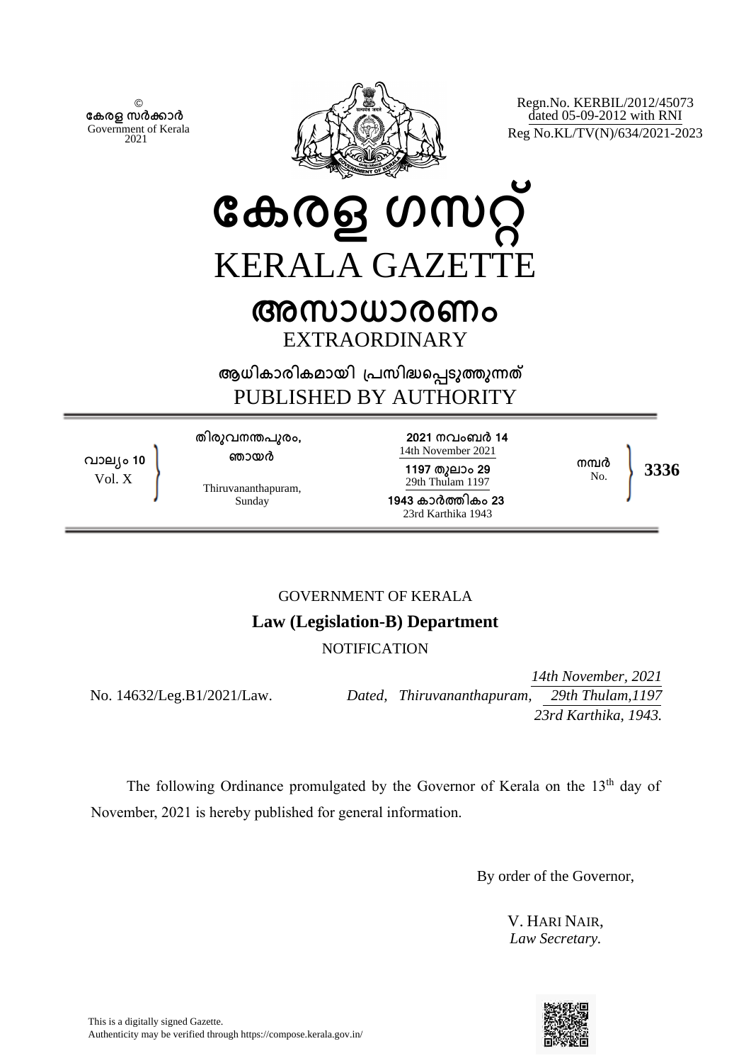©
കേരള സർക്കാർ
Government of Kerala
2021

Regn.No. KERBIL/2012/45073
dated 05-09-2012 with RNI
Reg No.KL/TV(N)/634/2021-2023

# കേരള ഗസറ്റ്

# KERALA GAZETTE

## അസാധാരണം

## EXTRAORDINARY

### ആധികാരികമായി പ്രസിദ്ധപ്പെടുത്തുന്നത്

### PUBLISHED BY AUTHORITY

| | | | |
|---|---|---|---|
| വാല്യം 10<br>Vol. X | തിരുവനന്തപുരം,<br>ഞായർ<br>Thiruvananthapuram,<br>Sunday | 2021 നവംബർ 14<br>14th November 2021<br>1197 തുലാം 29<br>29th Thulam 1197<br>1943 കാർത്തികം 23<br>23rd Karthika 1943 | നമ്പർ<br>No. **3336** |

GOVERNMENT OF KERALA

**Law (Legislation-B) Department**

NOTIFICATION

No. 14632/Leg.B1/2021/Law. *Dated, Thiruvananthapuram, 14th November, 2021 / 29th Thulam,1197 / 23rd Karthika, 1943.*

The following Ordinance promulgated by the Governor of Kerala on the 13th day of November, 2021 is hereby published for general information.

By order of the Governor,

V. HARI NAIR,
*Law Secretary.*

This is a digitally signed Gazette.
Authenticity may be verified through https://compose.kerala.gov.in/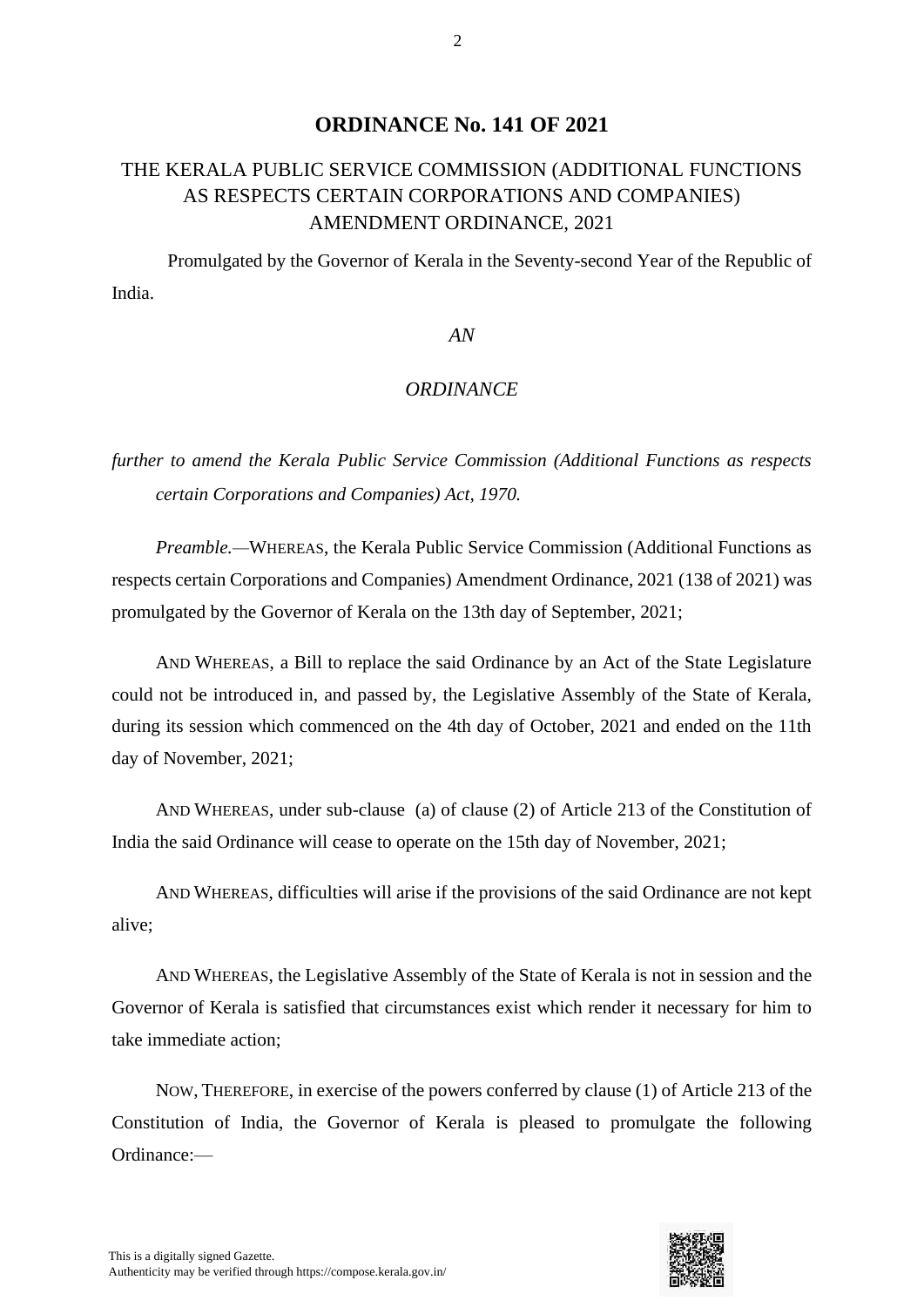## ORDINANCE No. 141 OF 2021

THE KERALA PUBLIC SERVICE COMMISSION (ADDITIONAL FUNCTIONS AS RESPECTS CERTAIN CORPORATIONS AND COMPANIES) AMENDMENT ORDINANCE, 2021

Promulgated by the Governor of Kerala in the Seventy-second Year of the Republic of India.

*AN*

*ORDINANCE*

*further to amend the Kerala Public Service Commission (Additional Functions as respects certain Corporations and Companies) Act, 1970.*

*Preamble.*—WHEREAS, the Kerala Public Service Commission (Additional Functions as respects certain Corporations and Companies) Amendment Ordinance, 2021 (138 of 2021) was promulgated by the Governor of Kerala on the 13th day of September, 2021;

AND WHEREAS, a Bill to replace the said Ordinance by an Act of the State Legislature could not be introduced in, and passed by, the Legislative Assembly of the State of Kerala, during its session which commenced on the 4th day of October, 2021 and ended on the 11th day of November, 2021;

AND WHEREAS, under sub-clause (a) of clause (2) of Article 213 of the Constitution of India the said Ordinance will cease to operate on the 15th day of November, 2021;

AND WHEREAS, difficulties will arise if the provisions of the said Ordinance are not kept alive;

AND WHEREAS, the Legislative Assembly of the State of Kerala is not in session and the Governor of Kerala is satisfied that circumstances exist which render it necessary for him to take immediate action;

NOW, THEREFORE, in exercise of the powers conferred by clause (1) of Article 213 of the Constitution of India, the Governor of Kerala is pleased to promulgate the following Ordinance:—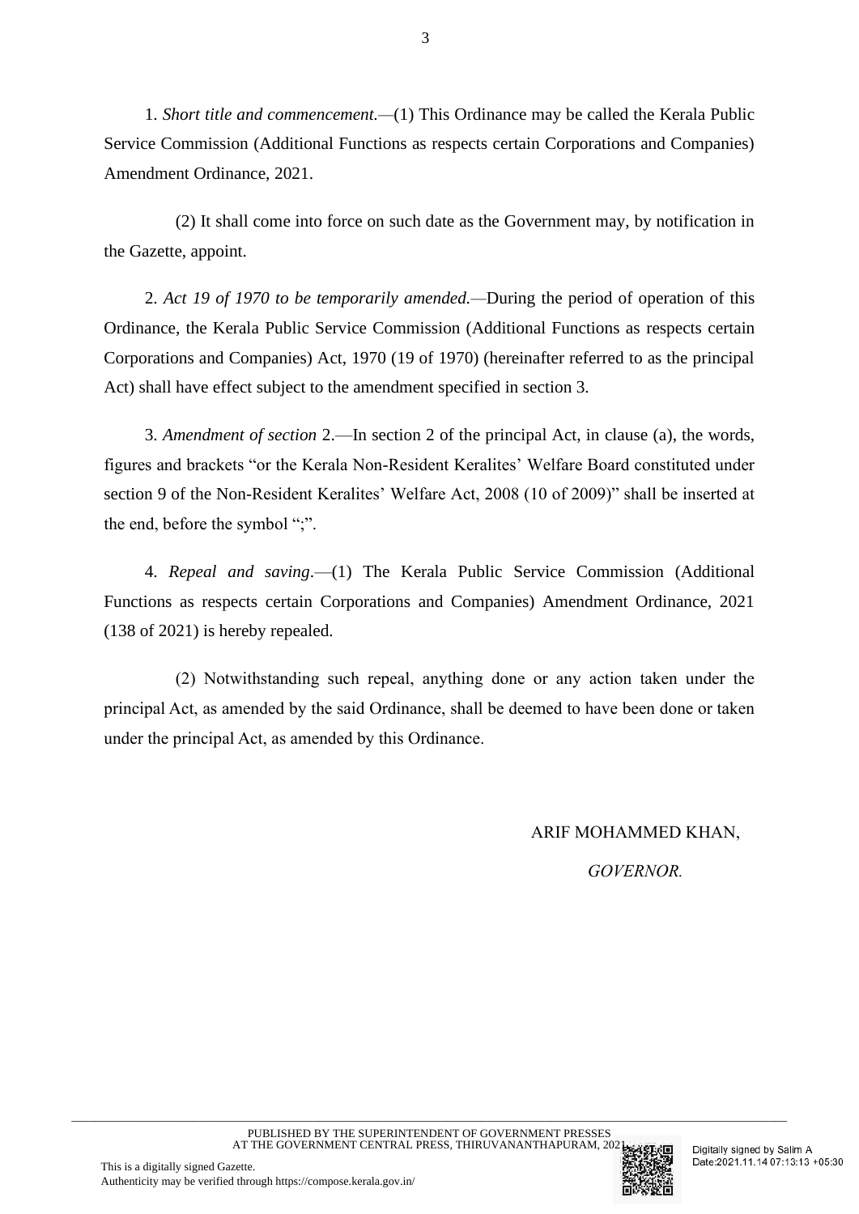1. *Short title and commencement.*—(1) This Ordinance may be called the Kerala Public Service Commission (Additional Functions as respects certain Corporations and Companies) Amendment Ordinance, 2021.

(2) It shall come into force on such date as the Government may, by notification in the Gazette, appoint.

2. *Act 19 of 1970 to be temporarily amended.*—During the period of operation of this Ordinance, the Kerala Public Service Commission (Additional Functions as respects certain Corporations and Companies) Act, 1970 (19 of 1970) (hereinafter referred to as the principal Act) shall have effect subject to the amendment specified in section 3.

3. *Amendment of section* 2.—In section 2 of the principal Act, in clause (a), the words, figures and brackets "or the Kerala Non-Resident Keralites' Welfare Board constituted under section 9 of the Non-Resident Keralites' Welfare Act, 2008 (10 of 2009)" shall be inserted at the end, before the symbol ";".

4. *Repeal and saving*.—(1) The Kerala Public Service Commission (Additional Functions as respects certain Corporations and Companies) Amendment Ordinance, 2021 (138 of 2021) is hereby repealed.

(2) Notwithstanding such repeal, anything done or any action taken under the principal Act, as amended by the said Ordinance, shall be deemed to have been done or taken under the principal Act, as amended by this Ordinance.

ARIF MOHAMMED KHAN,

*GOVERNOR.*

PUBLISHED BY THE SUPERINTENDENT OF GOVERNMENT PRESSES
AT THE GOVERNMENT CENTRAL PRESS, THIRUVANANTHAPURAM, 2021

This is a digitally signed Gazette.
Authenticity may be verified through https://compose.kerala.gov.in/

Digitally signed by Salim A
Date:2021.11.14 07:13:13 +05:30